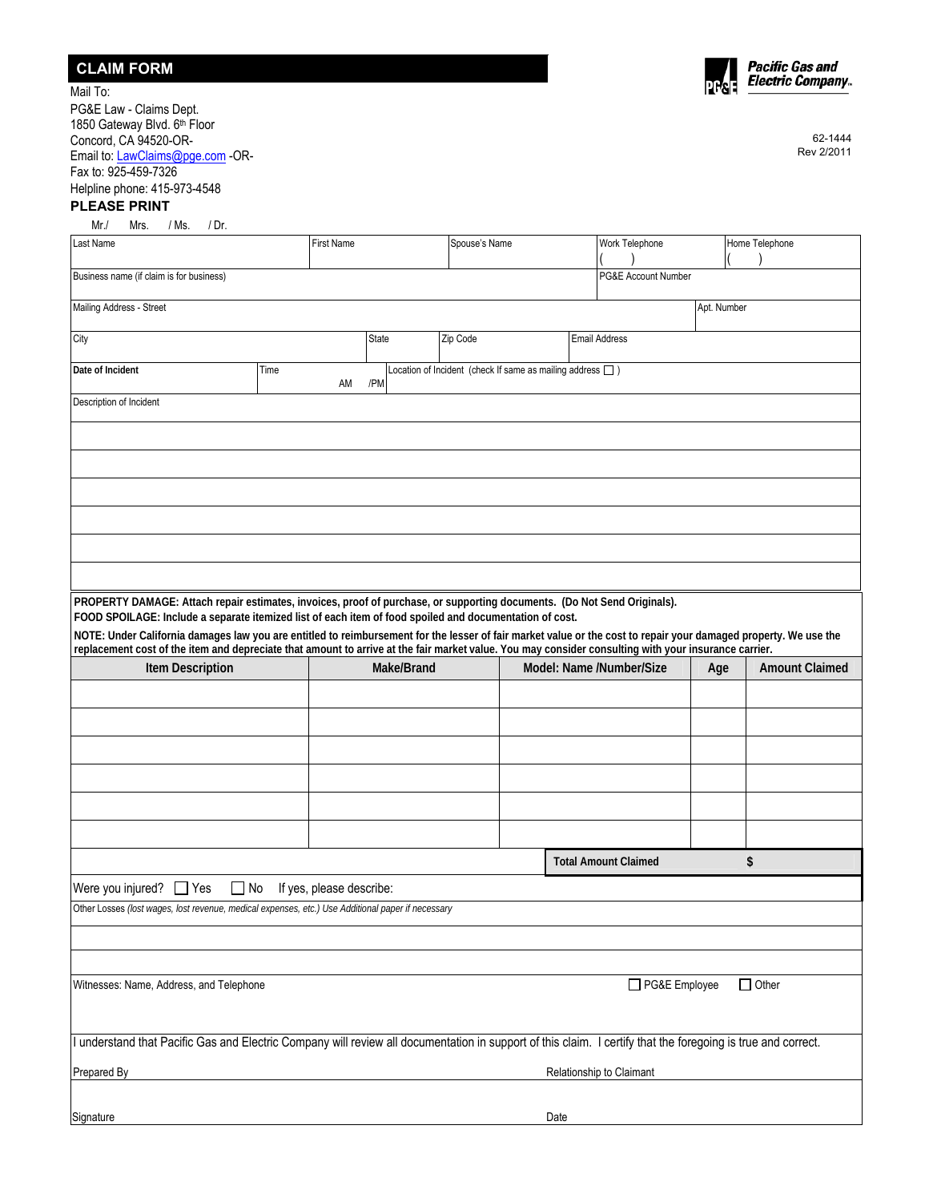# CLAIM FORM

**Pacific Gas and Electric Company**

Mail To:
PG&E Law - Claims Dept.
1850 Gateway Blvd. 6th Floor
Concord, CA 94520-OR-
Email to: LawClaims@pge.com -OR-
Fax to: 925-459-7326
Helpline phone: 415-973-4548

62-1444
Rev 2/2011

**PLEASE PRINT**

Mr./ Mrs. / Ms. / Dr.

| Last Name | First Name | Spouse's Name | Work Telephone ( ) | Home Telephone ( ) |
|---|---|---|---|---|
| Business name (if claim is for business) | | | PG&E Account Number | |
| Mailing Address - Street | | | | Apt. Number |
| City | State | Zip Code | Email Address | |
| **Date of Incident** | Time AM /PM | Location of Incident (check If same as mailing address ☐ ) | | |

Description of Incident

&nbsp;

**PROPERTY DAMAGE: Attach repair estimates, invoices, proof of purchase, or supporting documents. (Do Not Send Originals).**
**FOOD SPOILAGE: Include a separate itemized list of each item of food spoiled and documentation of cost.**
**NOTE: Under California damages law you are entitled to reimbursement for the lesser of fair market value or the cost to repair your damaged property. We use the replacement cost of the item and depreciate that amount to arrive at the fair market value. You may consider consulting with your insurance carrier.**

| Item Description | Make/Brand | Model: Name /Number/Size | Age | Amount Claimed |
|---|---|---|---|---|
| | | | | |
| | | | | |
| | | | | |
| | | | | |
| | | | | |
| | | | | |
| | | **Total Amount Claimed** | | $ |

Were you injured? ☐ Yes ☐ No If yes, please describe:

Other Losses *(lost wages, lost revenue, medical expenses, etc.) Use Additional paper if necessary*

Witnesses: Name, Address, and Telephone ☐ PG&E Employee ☐ Other

I understand that Pacific Gas and Electric Company will review all documentation in support of this claim. I certify that the foregoing is true and correct.

Prepared By Relationship to Claimant

Signature Date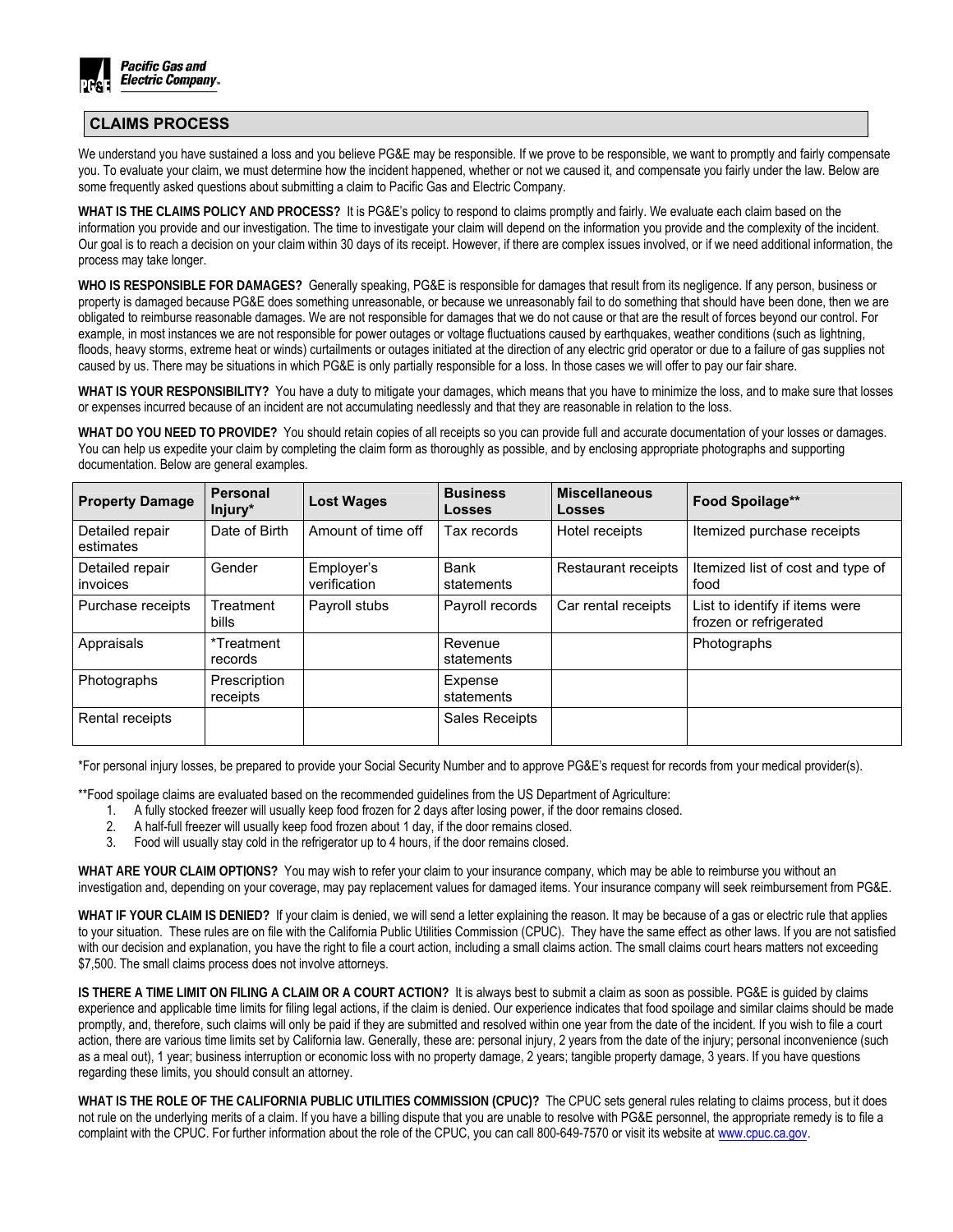Pacific Gas and Electric Company

## CLAIMS PROCESS

We understand you have sustained a loss and you believe PG&E may be responsible. If we prove to be responsible, we want to promptly and fairly compensate you. To evaluate your claim, we must determine how the incident happened, whether or not we caused it, and compensate you fairly under the law. Below are some frequently asked questions about submitting a claim to Pacific Gas and Electric Company.

**WHAT IS THE CLAIMS POLICY AND PROCESS?** It is PG&E's policy to respond to claims promptly and fairly. We evaluate each claim based on the information you provide and our investigation. The time to investigate your claim will depend on the information you provide and the complexity of the incident. Our goal is to reach a decision on your claim within 30 days of its receipt. However, if there are complex issues involved, or if we need additional information, the process may take longer.

**WHO IS RESPONSIBLE FOR DAMAGES?** Generally speaking, PG&E is responsible for damages that result from its negligence. If any person, business or property is damaged because PG&E does something unreasonable, or because we unreasonably fail to do something that should have been done, then we are obligated to reimburse reasonable damages. We are not responsible for damages that we do not cause or that are the result of forces beyond our control. For example, in most instances we are not responsible for power outages or voltage fluctuations caused by earthquakes, weather conditions (such as lightning, floods, heavy storms, extreme heat or winds) curtailments or outages initiated at the direction of any electric grid operator or due to a failure of gas supplies not caused by us. There may be situations in which PG&E is only partially responsible for a loss. In those cases we will offer to pay our fair share.

**WHAT IS YOUR RESPONSIBILITY?** You have a duty to mitigate your damages, which means that you have to minimize the loss, and to make sure that losses or expenses incurred because of an incident are not accumulating needlessly and that they are reasonable in relation to the loss.

**WHAT DO YOU NEED TO PROVIDE?** You should retain copies of all receipts so you can provide full and accurate documentation of your losses or damages. You can help us expedite your claim by completing the claim form as thoroughly as possible, and by enclosing appropriate photographs and supporting documentation. Below are general examples.

| Property Damage | Personal Injury* | Lost Wages | Business Losses | Miscellaneous Losses | Food Spoilage** |
|---|---|---|---|---|---|
| Detailed repair estimates | Date of Birth | Amount of time off | Tax records | Hotel receipts | Itemized purchase receipts |
| Detailed repair invoices | Gender | Employer's verification | Bank statements | Restaurant receipts | Itemized list of cost and type of food |
| Purchase receipts | Treatment bills | Payroll stubs | Payroll records | Car rental receipts | List to identify if items were frozen or refrigerated |
| Appraisals | *Treatment records | | Revenue statements | | Photographs |
| Photographs | Prescription receipts | | Expense statements | | |
| Rental receipts | | | Sales Receipts | | |

*For personal injury losses, be prepared to provide your Social Security Number and to approve PG&E's request for records from your medical provider(s).

**Food spoilage claims are evaluated based on the recommended guidelines from the US Department of Agriculture:

1. A fully stocked freezer will usually keep food frozen for 2 days after losing power, if the door remains closed.
2. A half-full freezer will usually keep food frozen about 1 day, if the door remains closed.
3. Food will usually stay cold in the refrigerator up to 4 hours, if the door remains closed.

**WHAT ARE YOUR CLAIM OPTIONS?** You may wish to refer your claim to your insurance company, which may be able to reimburse you without an investigation and, depending on your coverage, may pay replacement values for damaged items. Your insurance company will seek reimbursement from PG&E.

**WHAT IF YOUR CLAIM IS DENIED?** If your claim is denied, we will send a letter explaining the reason. It may be because of a gas or electric rule that applies to your situation. These rules are on file with the California Public Utilities Commission (CPUC). They have the same effect as other laws. If you are not satisfied with our decision and explanation, you have the right to file a court action, including a small claims action. The small claims court hears matters not exceeding $7,500. The small claims process does not involve attorneys.

**IS THERE A TIME LIMIT ON FILING A CLAIM OR A COURT ACTION?** It is always best to submit a claim as soon as possible. PG&E is guided by claims experience and applicable time limits for filing legal actions, if the claim is denied. Our experience indicates that food spoilage and similar claims should be made promptly, and, therefore, such claims will only be paid if they are submitted and resolved within one year from the date of the incident. If you wish to file a court action, there are various time limits set by California law. Generally, these are: personal injury, 2 years from the date of the injury; personal inconvenience (such as a meal out), 1 year; business interruption or economic loss with no property damage, 2 years; tangible property damage, 3 years. If you have questions regarding these limits, you should consult an attorney.

**WHAT IS THE ROLE OF THE CALIFORNIA PUBLIC UTILITIES COMMISSION (CPUC)?** The CPUC sets general rules relating to claims process, but it does not rule on the underlying merits of a claim. If you have a billing dispute that you are unable to resolve with PG&E personnel, the appropriate remedy is to file a complaint with the CPUC. For further information about the role of the CPUC, you can call 800-649-7570 or visit its website at www.cpuc.ca.gov.